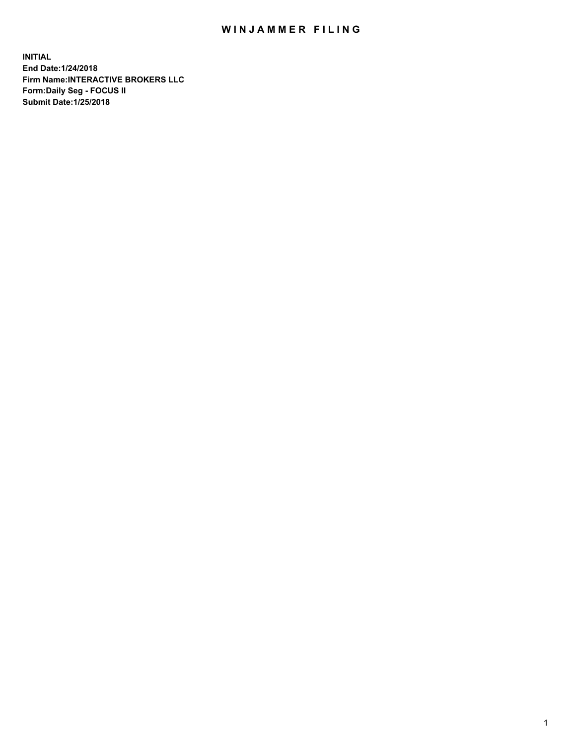# WINJAMMER FILING

**INITIAL**
**End Date:1/24/2018**
**Firm Name:INTERACTIVE BROKERS LLC**
**Form:Daily Seg - FOCUS II**
**Submit Date:1/25/2018**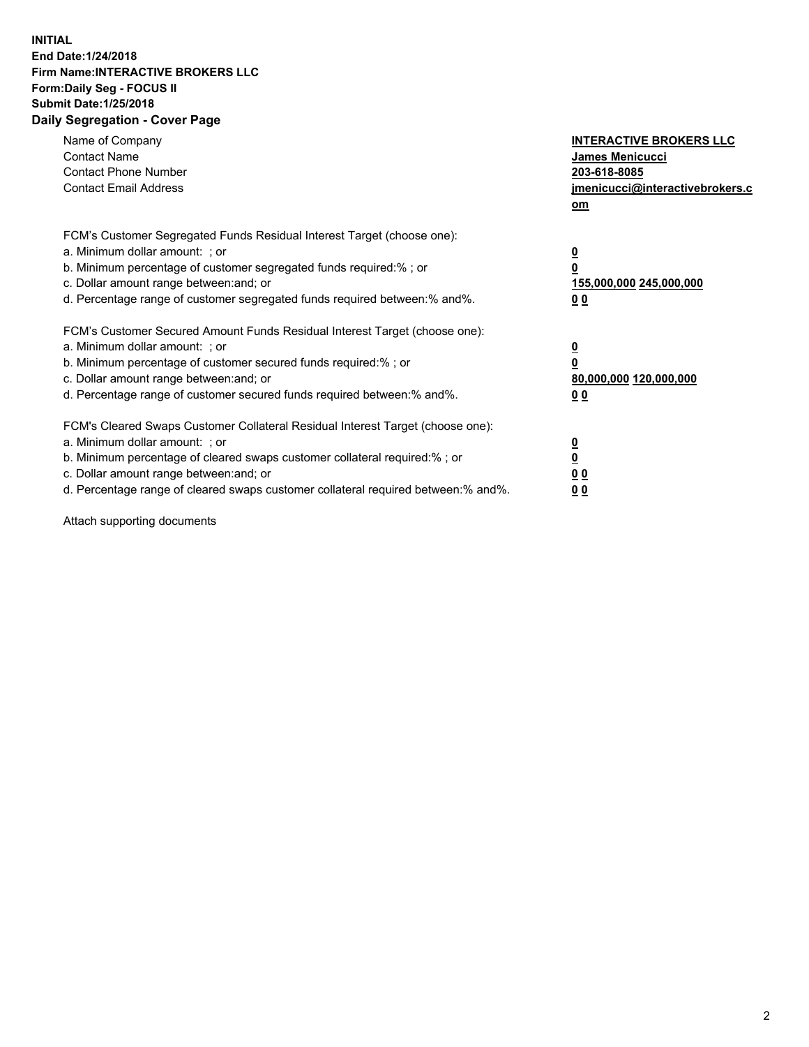**INITIAL**
**End Date:1/24/2018**
**Firm Name:INTERACTIVE BROKERS LLC**
**Form:Daily Seg - FOCUS II**
**Submit Date:1/25/2018**
**Daily Segregation - Cover Page**

| | |
|---|---|
| Name of Company | **INTERACTIVE BROKERS LLC** |
| Contact Name | **James Menicucci** |
| Contact Phone Number | **203-618-8085** |
| Contact Email Address | **jmenicucci@interactivebrokers.com** |

FCM's Customer Segregated Funds Residual Interest Target (choose one):

| | |
|---|---|
| a. Minimum dollar amount: ; or | **0** |
| b. Minimum percentage of customer segregated funds required:% ; or | **0** |
| c. Dollar amount range between:and; or | **155,000,000 245,000,000** |
| d. Percentage range of customer segregated funds required between:% and%. | **0 0** |

FCM's Customer Secured Amount Funds Residual Interest Target (choose one):

| | |
|---|---|
| a. Minimum dollar amount: ; or | **0** |
| b. Minimum percentage of customer secured funds required:% ; or | **0** |
| c. Dollar amount range between:and; or | **80,000,000 120,000,000** |
| d. Percentage range of customer secured funds required between:% and%. | **0 0** |

FCM's Cleared Swaps Customer Collateral Residual Interest Target (choose one):

| | |
|---|---|
| a. Minimum dollar amount: ; or | **0** |
| b. Minimum percentage of cleared swaps customer collateral required:% ; or | **0** |
| c. Dollar amount range between:and; or | **0 0** |
| d. Percentage range of cleared swaps customer collateral required between:% and%. | **0 0** |

Attach supporting documents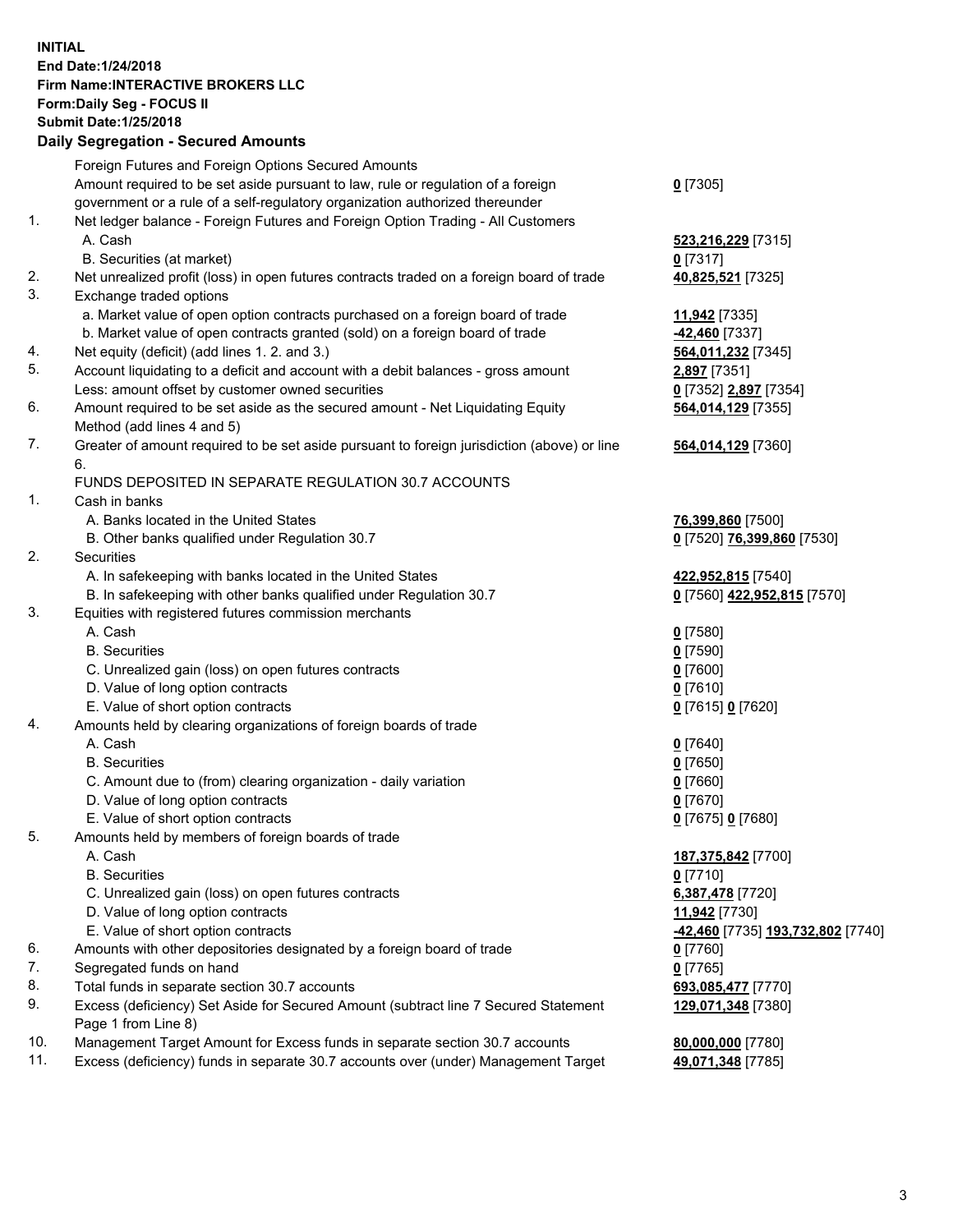**INITIAL**
**End Date:1/24/2018**
**Firm Name:INTERACTIVE BROKERS LLC**
**Form:Daily Seg - FOCUS II**
**Submit Date:1/25/2018**
**Daily Segregation - Secured Amounts**

| | | |
|---|---|---|
| | Foreign Futures and Foreign Options Secured Amounts | |
| | Amount required to be set aside pursuant to law, rule or regulation of a foreign government or a rule of a self-regulatory organization authorized thereunder | **0** [7305] |
| 1. | Net ledger balance - Foreign Futures and Foreign Option Trading - All Customers | |
| | A. Cash | **523,216,229** [7315] |
| | B. Securities (at market) | **0** [7317] |
| 2. | Net unrealized profit (loss) in open futures contracts traded on a foreign board of trade | **40,825,521** [7325] |
| 3. | Exchange traded options | |
| | a. Market value of open option contracts purchased on a foreign board of trade | **11,942** [7335] |
| | b. Market value of open contracts granted (sold) on a foreign board of trade | **-42,460** [7337] |
| 4. | Net equity (deficit) (add lines 1. 2. and 3.) | **564,011,232** [7345] |
| 5. | Account liquidating to a deficit and account with a debit balances - gross amount | **2,897** [7351] |
| | Less: amount offset by customer owned securities | **0** [7352] **2,897** [7354] |
| 6. | Amount required to be set aside as the secured amount - Net Liquidating Equity Method (add lines 4 and 5) | **564,014,129** [7355] |
| 7. | Greater of amount required to be set aside pursuant to foreign jurisdiction (above) or line 6. | **564,014,129** [7360] |
| | FUNDS DEPOSITED IN SEPARATE REGULATION 30.7 ACCOUNTS | |
| 1. | Cash in banks | |
| | A. Banks located in the United States | **76,399,860** [7500] |
| | B. Other banks qualified under Regulation 30.7 | **0** [7520] **76,399,860** [7530] |
| 2. | Securities | |
| | A. In safekeeping with banks located in the United States | **422,952,815** [7540] |
| | B. In safekeeping with other banks qualified under Regulation 30.7 | **0** [7560] **422,952,815** [7570] |
| 3. | Equities with registered futures commission merchants | |
| | A. Cash | **0** [7580] |
| | B. Securities | **0** [7590] |
| | C. Unrealized gain (loss) on open futures contracts | **0** [7600] |
| | D. Value of long option contracts | **0** [7610] |
| | E. Value of short option contracts | **0** [7615] **0** [7620] |
| 4. | Amounts held by clearing organizations of foreign boards of trade | |
| | A. Cash | **0** [7640] |
| | B. Securities | **0** [7650] |
| | C. Amount due to (from) clearing organization - daily variation | **0** [7660] |
| | D. Value of long option contracts | **0** [7670] |
| | E. Value of short option contracts | **0** [7675] **0** [7680] |
| 5. | Amounts held by members of foreign boards of trade | |
| | A. Cash | **187,375,842** [7700] |
| | B. Securities | **0** [7710] |
| | C. Unrealized gain (loss) on open futures contracts | **6,387,478** [7720] |
| | D. Value of long option contracts | **11,942** [7730] |
| | E. Value of short option contracts | **-42,460** [7735] **193,732,802** [7740] |
| 6. | Amounts with other depositories designated by a foreign board of trade | **0** [7760] |
| 7. | Segregated funds on hand | **0** [7765] |
| 8. | Total funds in separate section 30.7 accounts | **693,085,477** [7770] |
| 9. | Excess (deficiency) Set Aside for Secured Amount (subtract line 7 Secured Statement Page 1 from Line 8) | **129,071,348** [7380] |
| 10. | Management Target Amount for Excess funds in separate section 30.7 accounts | **80,000,000** [7780] |
| 11. | Excess (deficiency) funds in separate 30.7 accounts over (under) Management Target | **49,071,348** [7785] |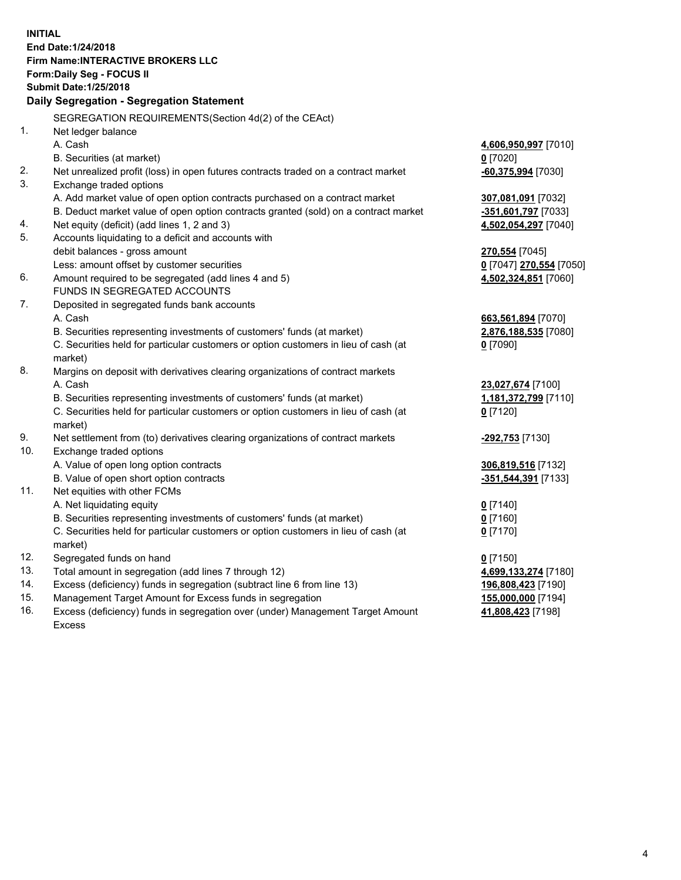**INITIAL**
**End Date:1/24/2018**
**Firm Name:INTERACTIVE BROKERS LLC**
**Form:Daily Seg - FOCUS II**
**Submit Date:1/25/2018**

## Daily Segregation - Segregation Statement

SEGREGATION REQUIREMENTS(Section 4d(2) of the CEAct)

| | | |
|---|---|---|
| 1. | Net ledger balance | |
| | A. Cash | **4,606,950,997** [7010] |
| | B. Securities (at market) | **0** [7020] |
| 2. | Net unrealized profit (loss) in open futures contracts traded on a contract market | **-60,375,994** [7030] |
| 3. | Exchange traded options | |
| | A. Add market value of open option contracts purchased on a contract market | **307,081,091** [7032] |
| | B. Deduct market value of open option contracts granted (sold) on a contract market | **-351,601,797** [7033] |
| 4. | Net equity (deficit) (add lines 1, 2 and 3) | **4,502,054,297** [7040] |
| 5. | Accounts liquidating to a deficit and accounts with debit balances - gross amount | **270,554** [7045] |
| | Less: amount offset by customer securities | **0** [7047] **270,554** [7050] |
| 6. | Amount required to be segregated (add lines 4 and 5) | **4,502,324,851** [7060] |
| | FUNDS IN SEGREGATED ACCOUNTS | |
| 7. | Deposited in segregated funds bank accounts | |
| | A. Cash | **663,561,894** [7070] |
| | B. Securities representing investments of customers' funds (at market) | **2,876,188,535** [7080] |
| | C. Securities held for particular customers or option customers in lieu of cash (at market) | **0** [7090] |
| 8. | Margins on deposit with derivatives clearing organizations of contract markets | |
| | A. Cash | **23,027,674** [7100] |
| | B. Securities representing investments of customers' funds (at market) | **1,181,372,799** [7110] |
| | C. Securities held for particular customers or option customers in lieu of cash (at market) | **0** [7120] |
| 9. | Net settlement from (to) derivatives clearing organizations of contract markets | **-292,753** [7130] |
| 10. | Exchange traded options | |
| | A. Value of open long option contracts | **306,819,516** [7132] |
| | B. Value of open short option contracts | **-351,544,391** [7133] |
| 11. | Net equities with other FCMs | |
| | A. Net liquidating equity | **0** [7140] |
| | B. Securities representing investments of customers' funds (at market) | **0** [7160] |
| | C. Securities held for particular customers or option customers in lieu of cash (at market) | **0** [7170] |
| 12. | Segregated funds on hand | **0** [7150] |
| 13. | Total amount in segregation (add lines 7 through 12) | **4,699,133,274** [7180] |
| 14. | Excess (deficiency) funds in segregation (subtract line 6 from line 13) | **196,808,423** [7190] |
| 15. | Management Target Amount for Excess funds in segregation | **155,000,000** [7194] |
| 16. | Excess (deficiency) funds in segregation over (under) Management Target Amount Excess | **41,808,423** [7198] |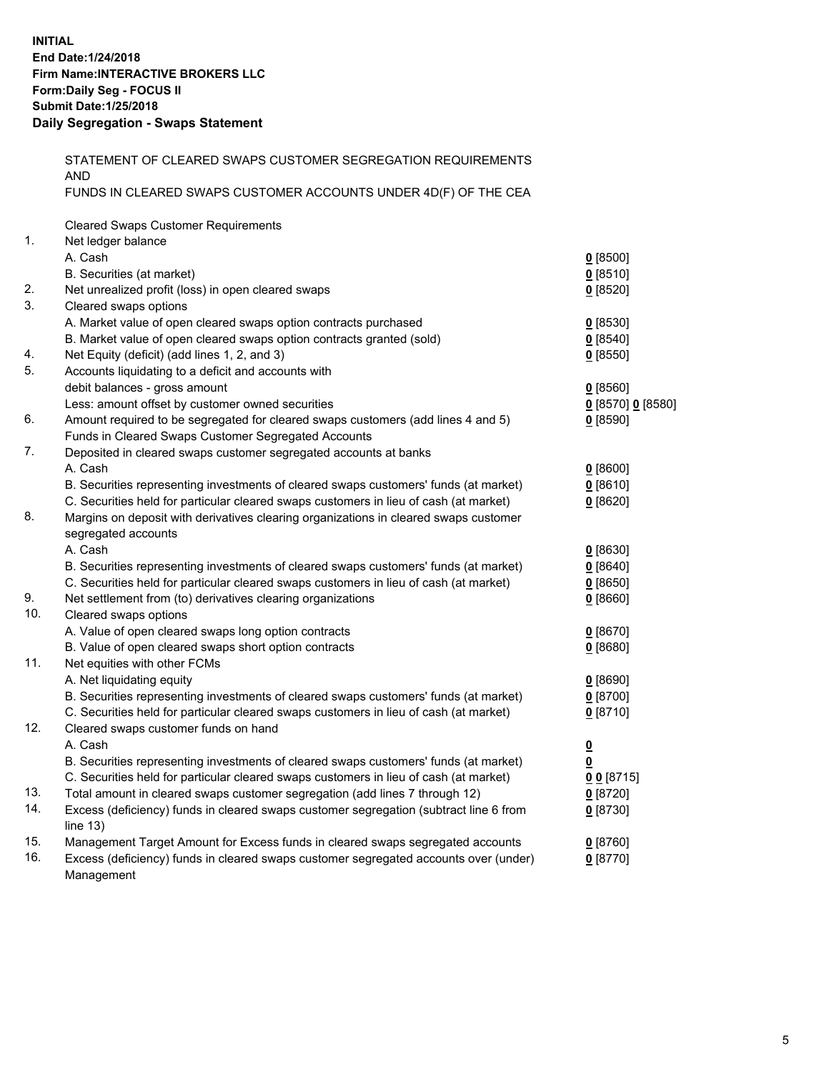**INITIAL**
**End Date:1/24/2018**
**Firm Name:INTERACTIVE BROKERS LLC**
**Form:Daily Seg - FOCUS II**
**Submit Date:1/25/2018**
**Daily Segregation - Swaps Statement**

STATEMENT OF CLEARED SWAPS CUSTOMER SEGREGATION REQUIREMENTS
AND
FUNDS IN CLEARED SWAPS CUSTOMER ACCOUNTS UNDER 4D(F) OF THE CEA

| | | |
|---|---|---|
| | Cleared Swaps Customer Requirements | |
| 1. | Net ledger balance | |
| | A. Cash | 0 [8500] |
| | B. Securities (at market) | 0 [8510] |
| 2. | Net unrealized profit (loss) in open cleared swaps | 0 [8520] |
| 3. | Cleared swaps options | |
| | A. Market value of open cleared swaps option contracts purchased | 0 [8530] |
| | B. Market value of open cleared swaps option contracts granted (sold) | 0 [8540] |
| 4. | Net Equity (deficit) (add lines 1, 2, and 3) | 0 [8550] |
| 5. | Accounts liquidating to a deficit and accounts with | |
| | debit balances - gross amount | 0 [8560] |
| | Less: amount offset by customer owned securities | 0 [8570] 0 [8580] |
| 6. | Amount required to be segregated for cleared swaps customers (add lines 4 and 5) | 0 [8590] |
| | Funds in Cleared Swaps Customer Segregated Accounts | |
| 7. | Deposited in cleared swaps customer segregated accounts at banks | |
| | A. Cash | 0 [8600] |
| | B. Securities representing investments of cleared swaps customers' funds (at market) | 0 [8610] |
| | C. Securities held for particular cleared swaps customers in lieu of cash (at market) | 0 [8620] |
| 8. | Margins on deposit with derivatives clearing organizations in cleared swaps customer segregated accounts | |
| | A. Cash | 0 [8630] |
| | B. Securities representing investments of cleared swaps customers' funds (at market) | 0 [8640] |
| | C. Securities held for particular cleared swaps customers in lieu of cash (at market) | 0 [8650] |
| 9. | Net settlement from (to) derivatives clearing organizations | 0 [8660] |
| 10. | Cleared swaps options | |
| | A. Value of open cleared swaps long option contracts | 0 [8670] |
| | B. Value of open cleared swaps short option contracts | 0 [8680] |
| 11. | Net equities with other FCMs | |
| | A. Net liquidating equity | 0 [8690] |
| | B. Securities representing investments of cleared swaps customers' funds (at market) | 0 [8700] |
| | C. Securities held for particular cleared swaps customers in lieu of cash (at market) | 0 [8710] |
| 12. | Cleared swaps customer funds on hand | |
| | A. Cash | 0 |
| | B. Securities representing investments of cleared swaps customers' funds (at market) | 0 |
| | C. Securities held for particular cleared swaps customers in lieu of cash (at market) | 0 0 [8715] |
| 13. | Total amount in cleared swaps customer segregation (add lines 7 through 12) | 0 [8720] |
| 14. | Excess (deficiency) funds in cleared swaps customer segregation (subtract line 6 from line 13) | 0 [8730] |
| 15. | Management Target Amount for Excess funds in cleared swaps segregated accounts | 0 [8760] |
| 16. | Excess (deficiency) funds in cleared swaps customer segregated accounts over (under) Management | 0 [8770] |